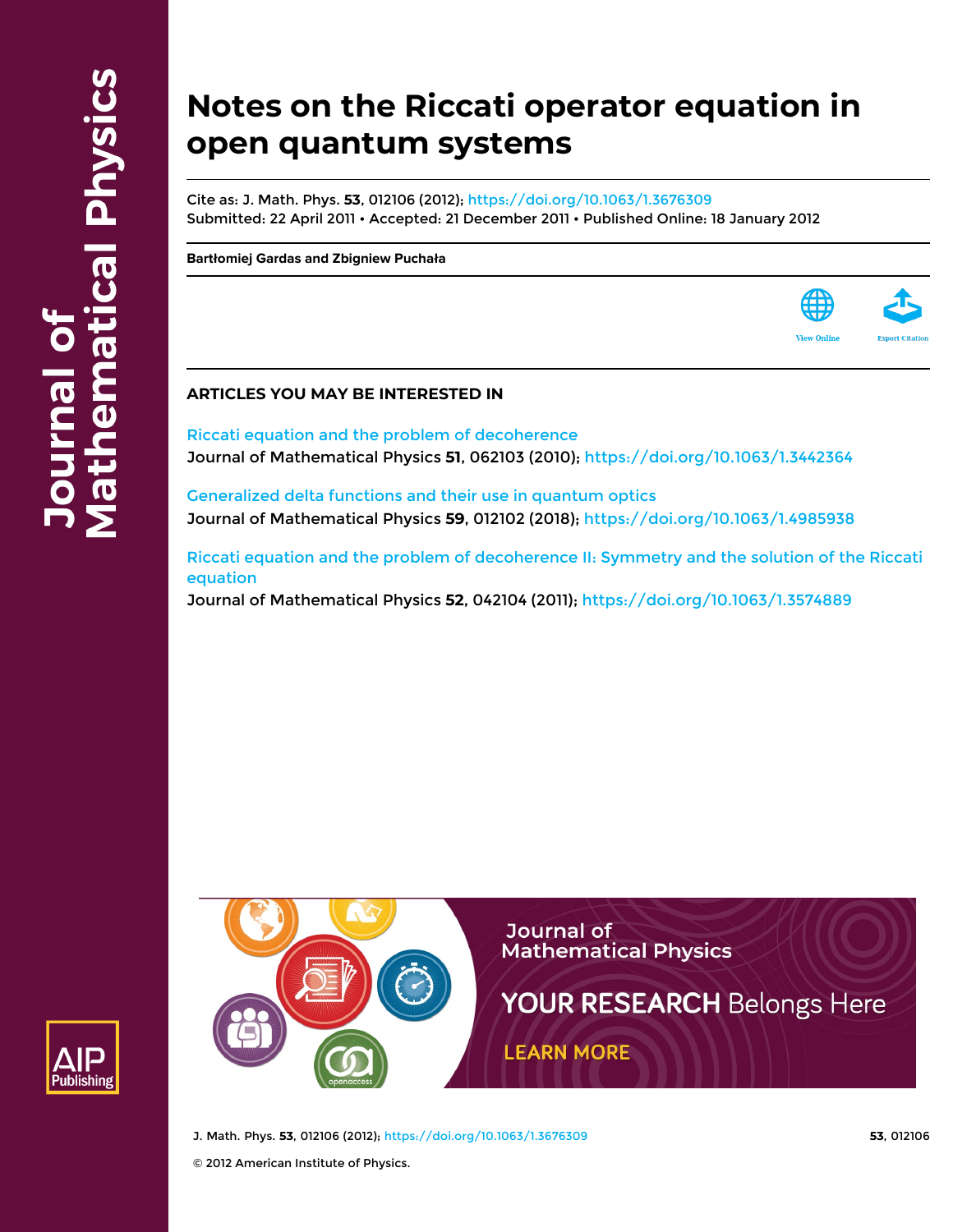# Notes on the Riccati operator equation in open quantum systems

Cite as: J. Math. Phys. **53**, 012106 (2012); https://doi.org/10.1063/1.3676309
Submitted: 22 April 2011 • Accepted: 21 December 2011 • Published Online: 18 January 2012

**Bartłomiej Gardas and Zbigniew Puchała**

View Online Export Citation

## ARTICLES YOU MAY BE INTERESTED IN

Riccati equation and the problem of decoherence
Journal of Mathematical Physics **51**, 062103 (2010); https://doi.org/10.1063/1.3442364

Generalized delta functions and their use in quantum optics
Journal of Mathematical Physics **59**, 012102 (2018); https://doi.org/10.1063/1.4985938

Riccati equation and the problem of decoherence II: Symmetry and the solution of the Riccati equation
Journal of Mathematical Physics **52**, 042104 (2011); https://doi.org/10.1063/1.3574889

Journal of Mathematical Physics

YOUR RESEARCH Belongs Here

LEARN MORE

© 2012 American Institute of Physics.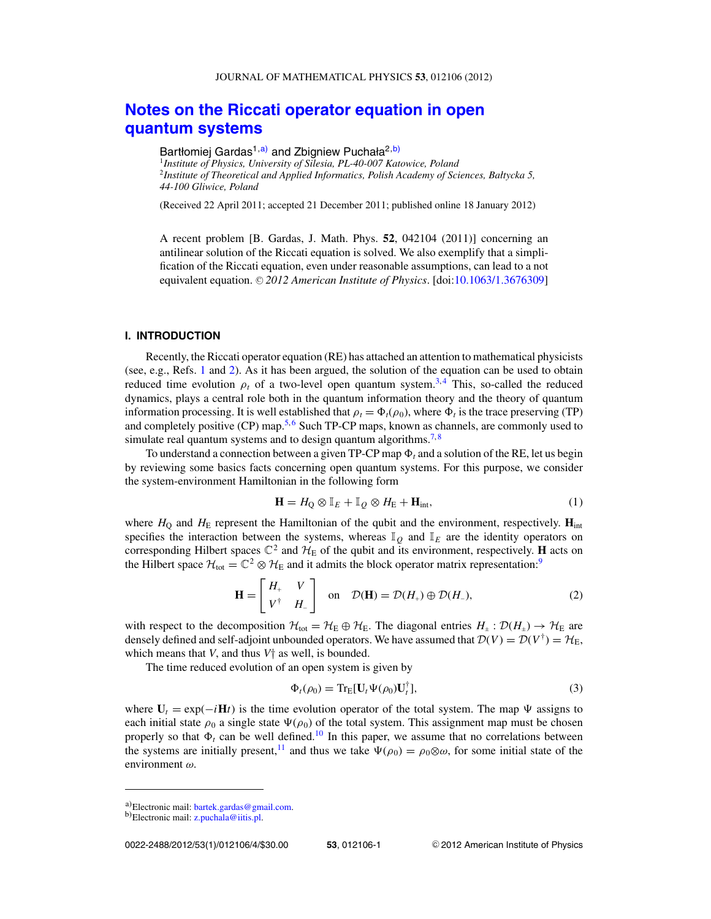# Notes on the Riccati operator equation in open quantum systems

Bartłomiej Gardas[1,a)] and Zbigniew Puchała[2,b)]

[1]*Institute of Physics, University of Silesia, PL-40-007 Katowice, Poland*
[2]*Institute of Theoretical and Applied Informatics, Polish Academy of Sciences, Bałtycka 5, 44-100 Gliwice, Poland*

(Received 22 April 2011; accepted 21 December 2011; published online 18 January 2012)

A recent problem [B. Gardas, J. Math. Phys. **52**, 042104 (2011)] concerning an antilinear solution of the Riccati equation is solved. We also exemplify that a simplification of the Riccati equation, even under reasonable assumptions, can lead to a not equivalent equation. © *2012 American Institute of Physics*. [doi:10.1063/1.3676309]

## I. INTRODUCTION

Recently, the Riccati operator equation (RE) has attached an attention to mathematical physicists (see, e.g., Refs. 1 and 2). As it has been argued, the solution of the equation can be used to obtain reduced time evolution $\rho_t$ of a two-level open quantum system.[3,4] This, so-called the reduced dynamics, plays a central role both in the quantum information theory and the theory of quantum information processing. It is well established that $\rho_t = \Phi_t(\rho_0)$, where $\Phi_t$ is the trace preserving (TP) and completely positive (CP) map.[5,6] Such TP-CP maps, known as channels, are commonly used to simulate real quantum systems and to design quantum algorithms.[7,8]

To understand a connection between a given TP-CP map $\Phi_t$ and a solution of the RE, let us begin by reviewing some basics facts concerning open quantum systems. For this purpose, we consider the system-environment Hamiltonian in the following form

$$\mathbf{H} = H_{\mathrm{Q}} \otimes \mathbb{I}_E + \mathbb{I}_Q \otimes H_{\mathrm{E}} + \mathbf{H}_{\mathrm{int}}, \tag{1}$$

where $H_{\mathrm{Q}}$ and $H_{\mathrm{E}}$ represent the Hamiltonian of the qubit and the environment, respectively. $\mathbf{H}_{\mathrm{int}}$ specifies the interaction between the systems, whereas $\mathbb{I}_Q$ and $\mathbb{I}_E$ are the identity operators on corresponding Hilbert spaces $\mathbb{C}^2$ and $\mathcal{H}_{\mathrm{E}}$ of the qubit and its environment, respectively. $\mathbf{H}$ acts on the Hilbert space $\mathcal{H}_{\mathrm{tot}} = \mathbb{C}^2 \otimes \mathcal{H}_{\mathrm{E}}$ and it admits the block operator matrix representation:[9]

$$\mathbf{H} = \begin{bmatrix} H_+ & V \\ V^\dagger & H_- \end{bmatrix} \quad \text{on} \quad \mathcal{D}(\mathbf{H}) = \mathcal{D}(H_+) \oplus \mathcal{D}(H_-), \tag{2}$$

with respect to the decomposition $\mathcal{H}_{\mathrm{tot}} = \mathcal{H}_{\mathrm{E}} \oplus \mathcal{H}_{\mathrm{E}}$. The diagonal entries $H_\pm : \mathcal{D}(H_\pm) \to \mathcal{H}_{\mathrm{E}}$ are densely defined and self-adjoint unbounded operators. We have assumed that $\mathcal{D}(V) = \mathcal{D}(V^\dagger) = \mathcal{H}_{\mathrm{E}}$, which means that $V$, and thus $V\dagger$ as well, is bounded.

The time reduced evolution of an open system is given by

$$\Phi_t(\rho_0) = \mathrm{Tr}_{\mathrm{E}}[\mathbf{U}_t \Psi(\rho_0) \mathbf{U}_t^\dagger], \tag{3}$$

where $\mathbf{U}_t = \exp(-i\mathbf{H}t)$ is the time evolution operator of the total system. The map $\Psi$ assigns to each initial state $\rho_0$ a single state $\Psi(\rho_0)$ of the total system. This assignment map must be chosen properly so that $\Phi_t$ can be well defined.[10] In this paper, we assume that no correlations between the systems are initially present,[11] and thus we take $\Psi(\rho_0) = \rho_0 \otimes \omega$, for some initial state of the environment $\omega$.

---

a)Electronic mail: bartek.gardas@gmail.com.
b)Electronic mail: z.puchala@iitis.pl.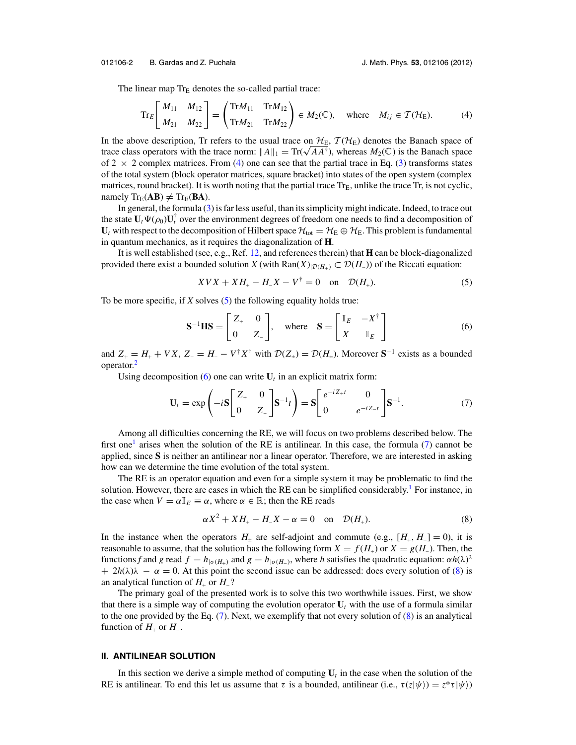The linear map $\mathrm{Tr}_E$ denotes the so-called partial trace:

$$\mathrm{Tr}_E \begin{bmatrix} M_{11} & M_{12} \\ M_{21} & M_{22} \end{bmatrix} = \begin{pmatrix} \mathrm{Tr}M_{11} & \mathrm{Tr}M_{12} \\ \mathrm{Tr}M_{21} & \mathrm{Tr}M_{22} \end{pmatrix} \in M_2(\mathbb{C}), \quad \text{where} \quad M_{ij} \in \mathcal{T}(\mathcal{H}_E). \tag{4}$$

In the above description, Tr refers to the usual trace on $\mathcal{H}_E$, $\mathcal{T}(\mathcal{H}_E)$ denotes the Banach space of trace class operators with the trace norm: $\|A\|_1 = \mathrm{Tr}(\sqrt{AA^\dagger})$, whereas $M_2(\mathbb{C})$ is the Banach space of $2 \times 2$ complex matrices. From (4) one can see that the partial trace in Eq. (3) transforms states of the total system (block operator matrices, square bracket) into states of the open system (complex matrices, round bracket). It is worth noting that the partial trace $\mathrm{Tr}_E$, unlike the trace Tr, is not cyclic, namely $\mathrm{Tr}_E(\mathbf{AB}) \neq \mathrm{Tr}_E(\mathbf{BA})$.

In general, the formula (3) is far less useful, than its simplicity might indicate. Indeed, to trace out the state $\mathbf{U}_t \Psi(\rho_0)\mathbf{U}_t^\dagger$ over the environment degrees of freedom one needs to find a decomposition of $\mathbf{U}_t$ with respect to the decomposition of Hilbert space $\mathcal{H}_{\mathrm{tot}} = \mathcal{H}_E \oplus \mathcal{H}_E$. This problem is fundamental in quantum mechanics, as it requires the diagonalization of $\mathbf{H}$.

It is well established (see, e.g., Ref. 12, and references therein) that $\mathbf{H}$ can be block-diagonalized provided there exist a bounded solution $X$ (with $\mathrm{Ran}(X)_{|\mathcal{D}(H_+)} \subset \mathcal{D}(H_-)$) of the Riccati equation:

$$XVX + XH_+ - H_-X - V^\dagger = 0 \quad \text{on} \quad \mathcal{D}(H_+). \tag{5}$$

To be more specific, if $X$ solves (5) the following equality holds true:

$$\mathbf{S}^{-1}\mathbf{H}\mathbf{S} = \begin{bmatrix} Z_+ & 0 \\ 0 & Z_- \end{bmatrix}, \quad \text{where} \quad \mathbf{S} = \begin{bmatrix} \mathbb{I}_E & -X^\dagger \\ X & \mathbb{I}_E \end{bmatrix} \tag{6}$$

and $Z_+ = H_+ + VX$, $Z_- = H_- - V^\dagger X^\dagger$ with $\mathcal{D}(Z_\pm) = \mathcal{D}(H_\pm)$. Moreover $\mathbf{S}^{-1}$ exists as a bounded operator.[2]

Using decomposition (6) one can write $\mathbf{U}_t$ in an explicit matrix form:

$$\mathbf{U}_t = \exp\left(-i\mathbf{S}\begin{bmatrix} Z_+ & 0 \\ 0 & Z_- \end{bmatrix}\mathbf{S}^{-1}t\right) = \mathbf{S}\begin{bmatrix} e^{-iZ_+t} & 0 \\ 0 & e^{-iZ_-t} \end{bmatrix}\mathbf{S}^{-1}. \tag{7}$$

Among all difficulties concerning the RE, we will focus on two problems described below. The first one[1] arises when the solution of the RE is antilinear. In this case, the formula (7) cannot be applied, since $\mathbf{S}$ is neither an antilinear nor a linear operator. Therefore, we are interested in asking how can we determine the time evolution of the total system.

The RE is an operator equation and even for a simple system it may be problematic to find the solution. However, there are cases in which the RE can be simplified considerably.[1] For instance, in the case when $V = \alpha\mathbb{I}_E \equiv \alpha$, where $\alpha \in \mathbb{R}$; then the RE reads

$$\alpha X^2 + XH_+ - H_-X - \alpha = 0 \quad \text{on} \quad \mathcal{D}(H_+). \tag{8}$$

In the instance when the operators $H_\pm$ are self-adjoint and commute (e.g., $[H_+, H_-] = 0$), it is reasonable to assume, that the solution has the following form $X = f(H_+)$ or $X = g(H_-)$. Then, the functions $f$ and $g$ read $f = h_{|\sigma(H_+)}$ and $g = h_{|\sigma(H_-)}$, where $h$ satisfies the quadratic equation: $\alpha h(\lambda)^2 + 2h(\lambda)\lambda - \alpha = 0$. At this point the second issue can be addressed: does every solution of (8) is an analytical function of $H_+$ or $H_-$?

The primary goal of the presented work is to solve this two worthwhile issues. First, we show that there is a simple way of computing the evolution operator $\mathbf{U}_t$ with the use of a formula similar to the one provided by the Eq. (7). Next, we exemplify that not every solution of (8) is an analytical function of $H_+$ or $H_-$.

## II. ANTILINEAR SOLUTION

In this section we derive a simple method of computing $\mathbf{U}_t$ in the case when the solution of the RE is antilinear. To end this let us assume that $\tau$ is a bounded, antilinear (i.e., $\tau(z|\psi\rangle) = z^*\tau|\psi\rangle$)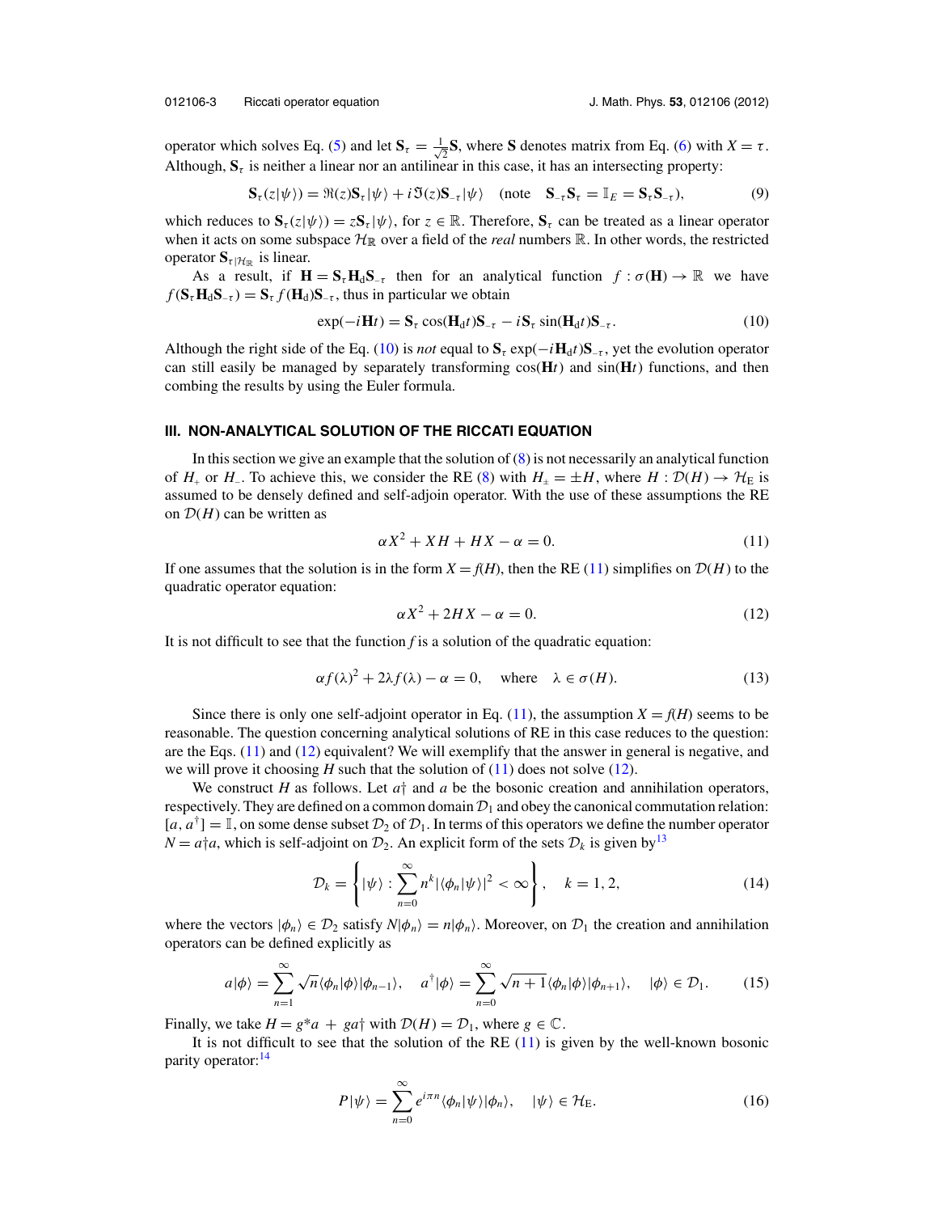operator which solves Eq. (5) and let $\mathbf{S}_\tau = \frac{1}{\sqrt{2}}\mathbf{S}$, where $\mathbf{S}$ denotes matrix from Eq. (6) with $X = \tau$. Although, $\mathbf{S}_\tau$ is neither a linear nor an antilinear in this case, it has an intersecting property:

$$\mathbf{S}_\tau(z|\psi\rangle) = \Re(z)\mathbf{S}_\tau|\psi\rangle + i\Im(z)\mathbf{S}_{-\tau}|\psi\rangle \quad (\text{note} \quad \mathbf{S}_{-\tau}\mathbf{S}_\tau = \mathbb{I}_E = \mathbf{S}_\tau\mathbf{S}_{-\tau}), \tag{9}$$

which reduces to $\mathbf{S}_\tau(z|\psi\rangle) = z\mathbf{S}_\tau|\psi\rangle$, for $z \in \mathbb{R}$. Therefore, $\mathbf{S}_\tau$ can be treated as a linear operator when it acts on some subspace $\mathcal{H}_\mathbb{R}$ over a field of the *real* numbers $\mathbb{R}$. In other words, the restricted operator $\mathbf{S}_{\tau|\mathcal{H}_\mathbb{R}}$ is linear.

As a result, if $\mathbf{H} = \mathbf{S}_\tau\mathbf{H}_\mathrm{d}\mathbf{S}_{-\tau}$ then for an analytical function $f : \sigma(\mathbf{H}) \to \mathbb{R}$ we have $f(\mathbf{S}_\tau\mathbf{H}_\mathrm{d}\mathbf{S}_{-\tau}) = \mathbf{S}_\tau f(\mathbf{H}_\mathrm{d})\mathbf{S}_{-\tau}$, thus in particular we obtain

$$\exp(-i\mathbf{H}t) = \mathbf{S}_\tau \cos(\mathbf{H}_\mathrm{d}t)\mathbf{S}_{-\tau} - i\mathbf{S}_\tau \sin(\mathbf{H}_\mathrm{d}t)\mathbf{S}_{-\tau}. \tag{10}$$

Although the right side of the Eq. (10) is *not* equal to $\mathbf{S}_\tau \exp(-i\mathbf{H}_\mathrm{d}t)\mathbf{S}_{-\tau}$, yet the evolution operator can still easily be managed by separately transforming $\cos(\mathbf{H}t)$ and $\sin(\mathbf{H}t)$ functions, and then combing the results by using the Euler formula.

## III. NON-ANALYTICAL SOLUTION OF THE RICCATI EQUATION

In this section we give an example that the solution of (8) is not necessarily an analytical function of $H_+$ or $H_-$. To achieve this, we consider the RE (8) with $H_\pm = \pm H$, where $H : \mathcal{D}(H) \to \mathcal{H}_\mathrm{E}$ is assumed to be densely defined and self-adjoin operator. With the use of these assumptions the RE on $\mathcal{D}(H)$ can be written as

$$\alpha X^2 + XH + HX - \alpha = 0. \tag{11}$$

If one assumes that the solution is in the form $X = f(H)$, then the RE (11) simplifies on $\mathcal{D}(H)$ to the quadratic operator equation:

$$\alpha X^2 + 2HX - \alpha = 0. \tag{12}$$

It is not difficult to see that the function $f$ is a solution of the quadratic equation:

$$\alpha f(\lambda)^2 + 2\lambda f(\lambda) - \alpha = 0, \quad \text{where} \quad \lambda \in \sigma(H). \tag{13}$$

Since there is only one self-adjoint operator in Eq. (11), the assumption $X = f(H)$ seems to be reasonable. The question concerning analytical solutions of RE in this case reduces to the question: are the Eqs. (11) and (12) equivalent? We will exemplify that the answer in general is negative, and we will prove it choosing $H$ such that the solution of (11) does not solve (12).

We construct $H$ as follows. Let $a\dagger$ and $a$ be the bosonic creation and annihilation operators, respectively. They are defined on a common domain $\mathcal{D}_1$ and obey the canonical commutation relation: $[a, a^\dagger] = \mathbb{I}$, on some dense subset $\mathcal{D}_2$ of $\mathcal{D}_1$. In terms of this operators we define the number operator $N = a\dagger a$, which is self-adjoint on $\mathcal{D}_2$. An explicit form of the sets $\mathcal{D}_k$ is given by[13]

$$\mathcal{D}_k = \left\{ |\psi\rangle : \sum_{n=0}^{\infty} n^k |\langle\phi_n|\psi\rangle|^2 < \infty \right\}, \quad k = 1, 2, \tag{14}$$

where the vectors $|\phi_n\rangle \in \mathcal{D}_2$ satisfy $N|\phi_n\rangle = n|\phi_n\rangle$. Moreover, on $\mathcal{D}_1$ the creation and annihilation operators can be defined explicitly as

$$a|\phi\rangle = \sum_{n=1}^{\infty} \sqrt{n}\langle\phi_n|\phi\rangle|\phi_{n-1}\rangle, \quad a^\dagger|\phi\rangle = \sum_{n=0}^{\infty} \sqrt{n+1}\langle\phi_n|\phi\rangle|\phi_{n+1}\rangle, \quad |\phi\rangle \in \mathcal{D}_1. \tag{15}$$

Finally, we take $H = g^*a + ga\dagger$ with $\mathcal{D}(H) = \mathcal{D}_1$, where $g \in \mathbb{C}$.

It is not difficult to see that the solution of the RE (11) is given by the well-known bosonic parity operator:[14]

$$P|\psi\rangle = \sum_{n=0}^{\infty} e^{i\pi n}\langle\phi_n|\psi\rangle|\phi_n\rangle, \quad |\psi\rangle \in \mathcal{H}_\mathrm{E}. \tag{16}$$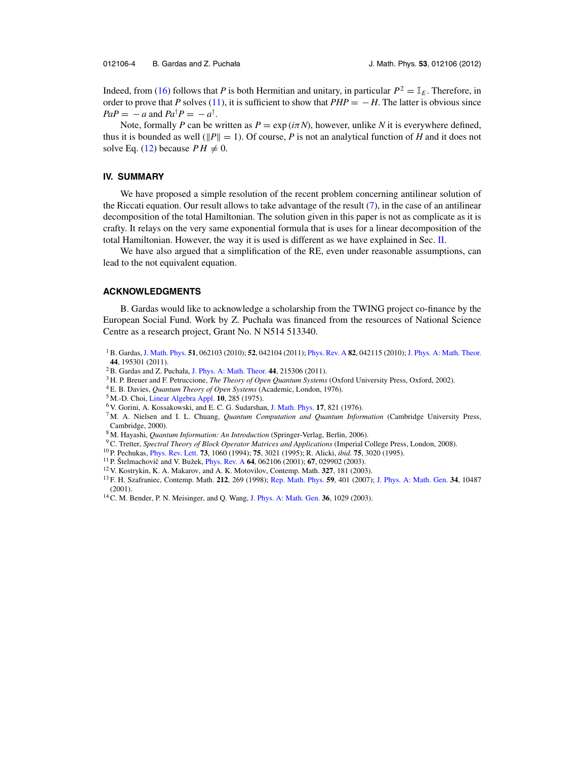Indeed, from (16) follows that $P$ is both Hermitian and unitary, in particular $P^2 = \mathbb{I}_E$. Therefore, in order to prove that $P$ solves (11), it is sufficient to show that $PHP = -H$. The latter is obvious since $PaP = -a$ and $Pa^{\dagger}P = -a^{\dagger}$.

Note, formally $P$ can be written as $P = \exp(i\pi N)$, however, unlike $N$ it is everywhere defined, thus it is bounded as well ($\|P\| = 1$). Of course, $P$ is not an analytical function of $H$ and it does not solve Eq. (12) because $PH \neq 0$.

## IV. SUMMARY

We have proposed a simple resolution of the recent problem concerning antilinear solution of the Riccati equation. Our result allows to take advantage of the result (7), in the case of an antilinear decomposition of the total Hamiltonian. The solution given in this paper is not as complicate as it is crafty. It relays on the very same exponential formula that is uses for a linear decomposition of the total Hamiltonian. However, the way it is used is different as we have explained in Sec. II.

We have also argued that a simplification of the RE, even under reasonable assumptions, can lead to the not equivalent equation.

## ACKNOWLEDGMENTS

B. Gardas would like to acknowledge a scholarship from the TWING project co-finance by the European Social Fund. Work by Z. Puchała was financed from the resources of National Science Centre as a research project, Grant No. N N514 513340.

[1] B. Gardas, J. Math. Phys. **51**, 062103 (2010); **52**, 042104 (2011); Phys. Rev. A **82**, 042115 (2010); J. Phys. A: Math. Theor. **44**, 195301 (2011).
[2] B. Gardas and Z. Puchała, J. Phys. A: Math. Theor. **44**, 215306 (2011).
[3] H. P. Breuer and F. Petruccione, *The Theory of Open Quantum Systems* (Oxford University Press, Oxford, 2002).
[4] E. B. Davies, *Quantum Theory of Open Systems* (Academic, London, 1976).
[5] M.-D. Choi, Linear Algebra Appl. **10**, 285 (1975).
[6] V. Gorini, A. Kossakowski, and E. C. G. Sudarshan, J. Math. Phys. **17**, 821 (1976).
[7] M. A. Nielsen and I. L. Chuang, *Quantum Computation and Quantum Information* (Cambridge University Press, Cambridge, 2000).
[8] M. Hayashi, *Quantum Information: An Introduction* (Springer-Verlag, Berlin, 2006).
[9] C. Tretter, *Spectral Theory of Block Operator Matrices and Applications* (Imperial College Press, London, 2008).
[10] P. Pechukas, Phys. Rev. Lett. **73**, 1060 (1994); **75**, 3021 (1995); R. Alicki, *ibid.* **75**, 3020 (1995).
[11] P. Štelmachovič and V. Bužek, Phys. Rev. A **64**, 062106 (2001); **67**, 029902 (2003).
[12] V. Kostrykin, K. A. Makarov, and A. K. Motovilov, Contemp. Math. **327**, 181 (2003).
[13] F. H. Szafraniec, Contemp. Math. **212**, 269 (1998); Rep. Math. Phys. **59**, 401 (2007); J. Phys. A: Math. Gen. **34**, 10487 (2001).
[14] C. M. Bender, P. N. Meisinger, and Q. Wang, J. Phys. A: Math. Gen. **36**, 1029 (2003).